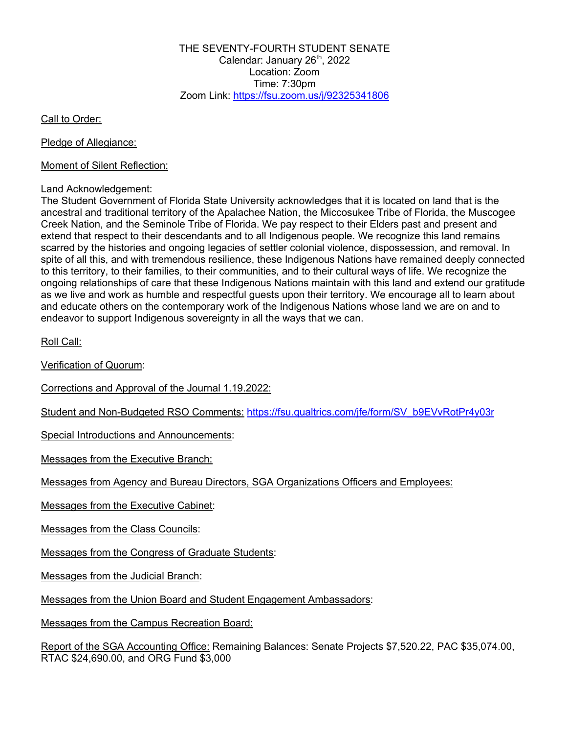THE SEVENTY-FOURTH STUDENT SENATE
Calendar: January 26th, 2022
Location: Zoom
Time: 7:30pm
Zoom Link: https://fsu.zoom.us/j/92325341806

Call to Order:

Pledge of Allegiance:

Moment of Silent Reflection:

Land Acknowledgement:
The Student Government of Florida State University acknowledges that it is located on land that is the ancestral and traditional territory of the Apalachee Nation, the Miccosukee Tribe of Florida, the Muscogee Creek Nation, and the Seminole Tribe of Florida. We pay respect to their Elders past and present and extend that respect to their descendants and to all Indigenous people. We recognize this land remains scarred by the histories and ongoing legacies of settler colonial violence, dispossession, and removal. In spite of all this, and with tremendous resilience, these Indigenous Nations have remained deeply connected to this territory, to their families, to their communities, and to their cultural ways of life. We recognize the ongoing relationships of care that these Indigenous Nations maintain with this land and extend our gratitude as we live and work as humble and respectful guests upon their territory. We encourage all to learn about and educate others on the contemporary work of the Indigenous Nations whose land we are on and to endeavor to support Indigenous sovereignty in all the ways that we can.

Roll Call:

Verification of Quorum:

Corrections and Approval of the Journal 1.19.2022:

Student and Non-Budgeted RSO Comments: https://fsu.qualtrics.com/jfe/form/SV_b9EVvRotPr4y03r

Special Introductions and Announcements:

Messages from the Executive Branch:

Messages from Agency and Bureau Directors, SGA Organizations Officers and Employees:

Messages from the Executive Cabinet:

Messages from the Class Councils:

Messages from the Congress of Graduate Students:

Messages from the Judicial Branch:

Messages from the Union Board and Student Engagement Ambassadors:

Messages from the Campus Recreation Board:

Report of the SGA Accounting Office: Remaining Balances: Senate Projects $7,520.22, PAC $35,074.00, RTAC $24,690.00, and ORG Fund $3,000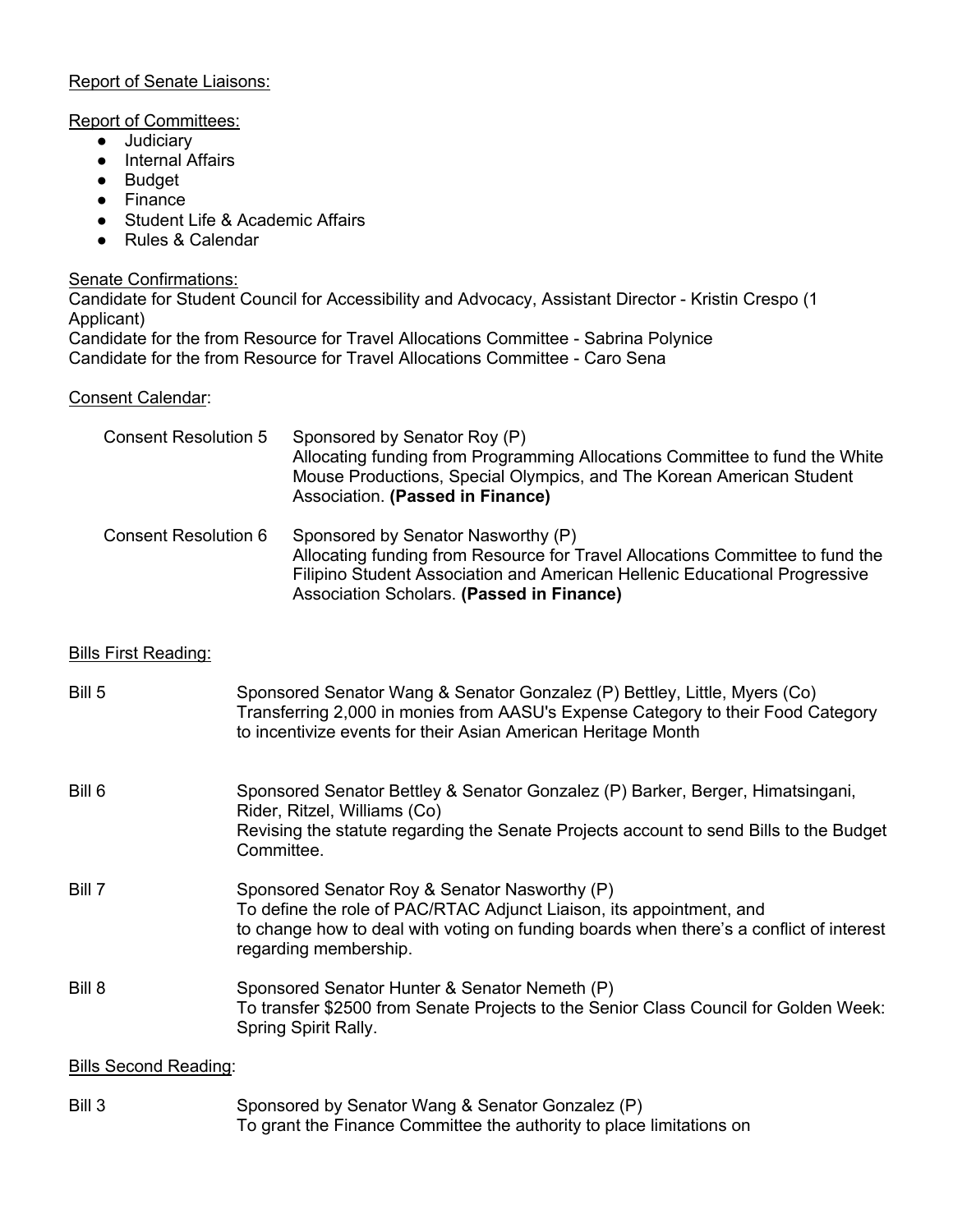Report of Senate Liaisons:

Report of Committees:

- Judiciary
- Internal Affairs
- Budget
- Finance
- Student Life & Academic Affairs
- Rules & Calendar

Senate Confirmations:

Candidate for Student Council for Accessibility and Advocacy, Assistant Director - Kristin Crespo (1 Applicant)
Candidate for the from Resource for Travel Allocations Committee - Sabrina Polynice
Candidate for the from Resource for Travel Allocations Committee - Caro Sena

Consent Calendar:

| | |
|---|---|
| Consent Resolution 5 | Sponsored by Senator Roy (P) Allocating funding from Programming Allocations Committee to fund the White Mouse Productions, Special Olympics, and The Korean American Student Association. **(Passed in Finance)** |
| Consent Resolution 6 | Sponsored by Senator Nasworthy (P) Allocating funding from Resource for Travel Allocations Committee to fund the Filipino Student Association and American Hellenic Educational Progressive Association Scholars. **(Passed in Finance)** |

Bills First Reading:

| | |
|---|---|
| Bill 5 | Sponsored Senator Wang & Senator Gonzalez (P) Bettley, Little, Myers (Co) Transferring 2,000 in monies from AASU's Expense Category to their Food Category to incentivize events for their Asian American Heritage Month |
| Bill 6 | Sponsored Senator Bettley & Senator Gonzalez (P) Barker, Berger, Himatsingani, Rider, Ritzel, Williams (Co) Revising the statute regarding the Senate Projects account to send Bills to the Budget Committee. |
| Bill 7 | Sponsored Senator Roy & Senator Nasworthy (P) To define the role of PAC/RTAC Adjunct Liaison, its appointment, and to change how to deal with voting on funding boards when there's a conflict of interest regarding membership. |
| Bill 8 | Sponsored Senator Hunter & Senator Nemeth (P) To transfer $2500 from Senate Projects to the Senior Class Council for Golden Week: Spring Spirit Rally. |

Bills Second Reading:

| | |
|---|---|
| Bill 3 | Sponsored by Senator Wang & Senator Gonzalez (P) To grant the Finance Committee the authority to place limitations on |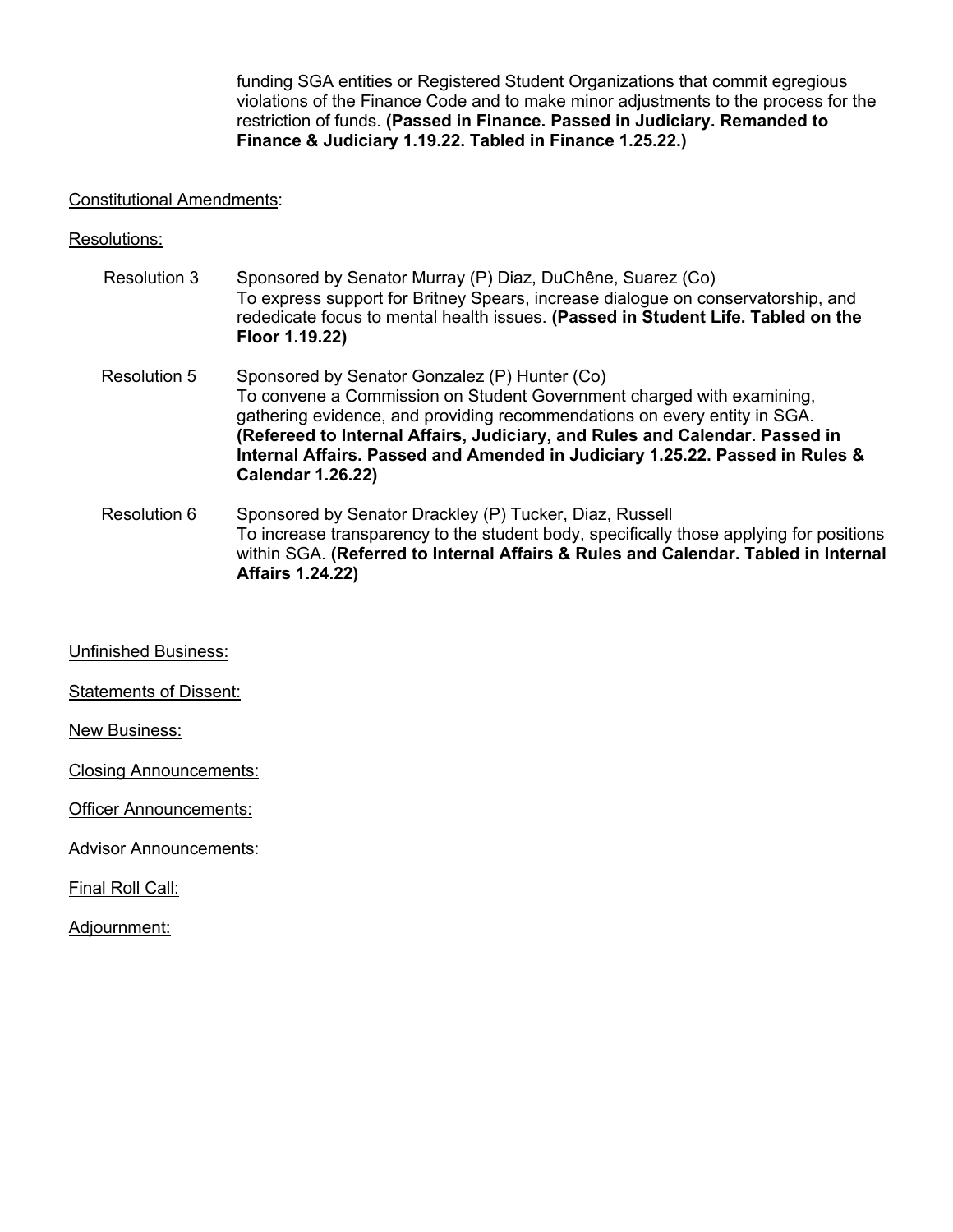funding SGA entities or Registered Student Organizations that commit egregious violations of the Finance Code and to make minor adjustments to the process for the restriction of funds. **(Passed in Finance. Passed in Judiciary. Remanded to Finance & Judiciary 1.19.22. Tabled in Finance 1.25.22.)**

Constitutional Amendments:

Resolutions:

Resolution 3 — Sponsored by Senator Murray (P) Diaz, DuChêne, Suarez (Co)
To express support for Britney Spears, increase dialogue on conservatorship, and rededicate focus to mental health issues. **(Passed in Student Life. Tabled on the Floor 1.19.22)**

Resolution 5 — Sponsored by Senator Gonzalez (P) Hunter (Co)
To convene a Commission on Student Government charged with examining, gathering evidence, and providing recommendations on every entity in SGA. **(Refereed to Internal Affairs, Judiciary, and Rules and Calendar. Passed in Internal Affairs. Passed and Amended in Judiciary 1.25.22. Passed in Rules & Calendar 1.26.22)**

Resolution 6 — Sponsored by Senator Drackley (P) Tucker, Diaz, Russell
To increase transparency to the student body, specifically those applying for positions within SGA. **(Referred to Internal Affairs & Rules and Calendar. Tabled in Internal Affairs 1.24.22)**

Unfinished Business:

Statements of Dissent:

New Business:

Closing Announcements:

Officer Announcements:

Advisor Announcements:

Final Roll Call:

Adjournment: